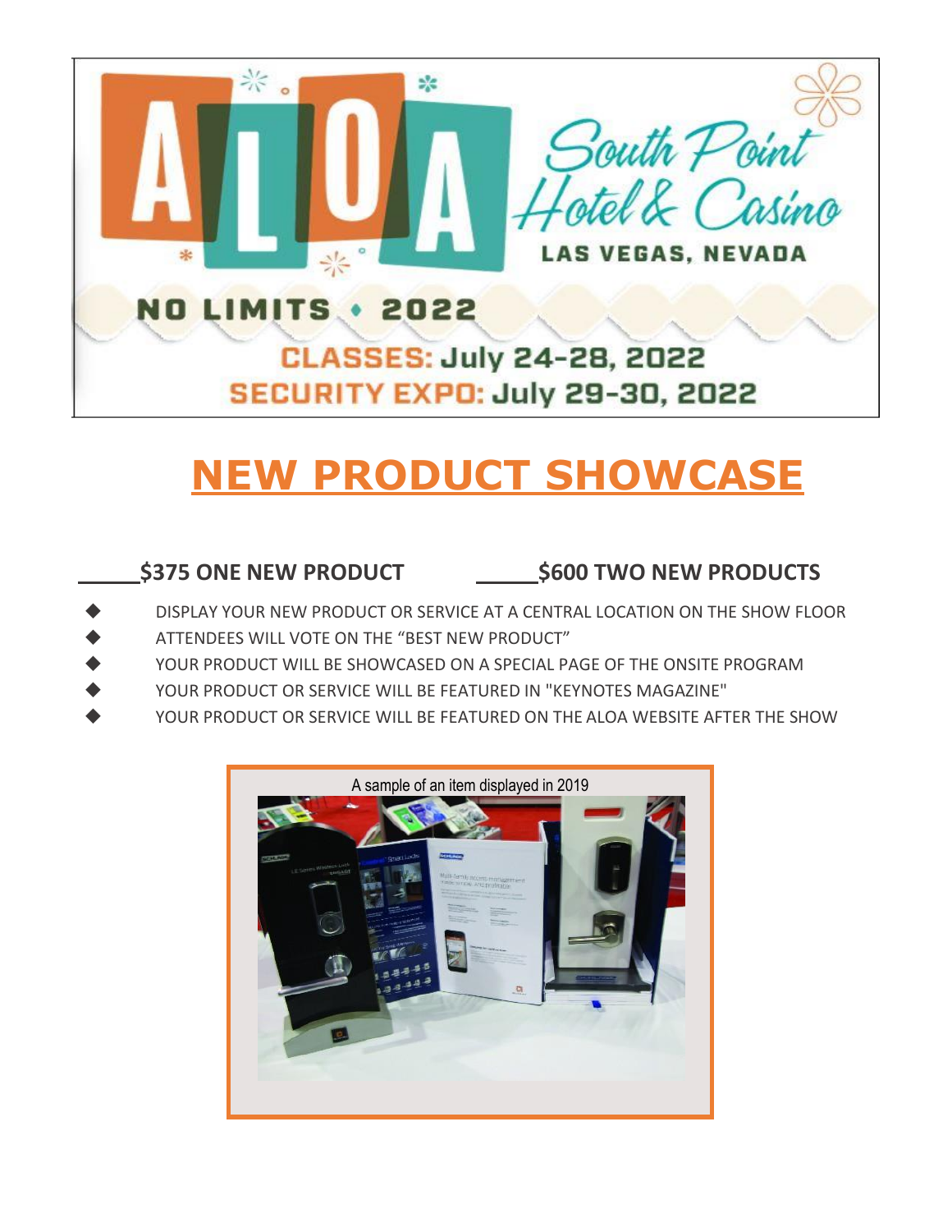# ALOA

South Point Hotel & Casino

LAS VEGAS, NEVADA

NO LIMITS • 2022

CLASSES: July 24-28, 2022

SECURITY EXPO: July 29-30, 2022

# NEW PRODUCT SHOWCASE

**_____$375 ONE NEW PRODUCT** **_____$600 TWO NEW PRODUCTS**

- DISPLAY YOUR NEW PRODUCT OR SERVICE AT A CENTRAL LOCATION ON THE SHOW FLOOR
- ATTENDEES WILL VOTE ON THE "BEST NEW PRODUCT"
- YOUR PRODUCT WILL BE SHOWCASED ON A SPECIAL PAGE OF THE ONSITE PROGRAM
- YOUR PRODUCT OR SERVICE WILL BE FEATURED IN "KEYNOTES MAGAZINE"
- YOUR PRODUCT OR SERVICE WILL BE FEATURED ON THE ALOA WEBSITE AFTER THE SHOW

A sample of an item displayed in 2019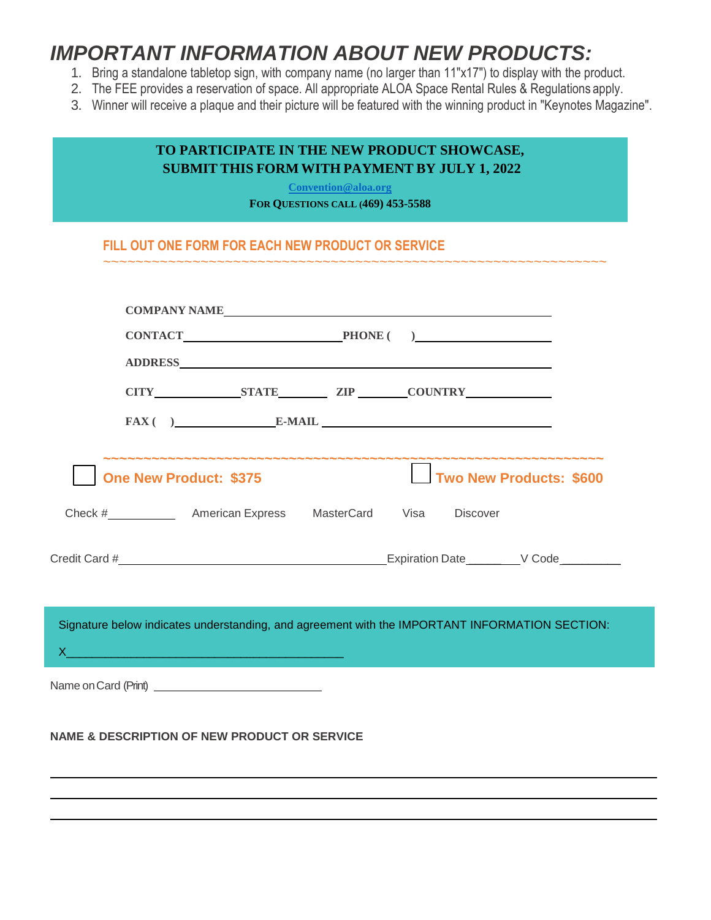# *IMPORTANT INFORMATION ABOUT NEW PRODUCTS:*

1. Bring a standalone tabletop sign, with company name (no larger than 11"x17") to display with the product.
2. The FEE provides a reservation of space. All appropriate ALOA Space Rental Rules & Regulations apply.
3. Winner will receive a plaque and their picture will be featured with the winning product in "Keynotes Magazine".

**TO PARTICIPATE IN THE NEW PRODUCT SHOWCASE,**
**SUBMIT THIS FORM WITH PAYMENT BY JULY 1, 2022**

**Convention@aloa.org**

**FOR QUESTIONS CALL (469) 453-5588**

**FILL OUT ONE FORM FOR EACH NEW PRODUCT OR SERVICE**

~~~~~~~~~~~~~~~~~~~~~~~~~~~~~~~~~~~~~~~~~~~~~~~~~~~~~~~~~~~~~~~~

**COMPANY NAME** ______________________________________________

**CONTACT** ________________________ **PHONE (      )** ____________________

**ADDRESS** ___________________________________________________

**CITY** _____________ **STATE** _______ **ZIP** _______ **COUNTRY** ____________

**FAX (      )** _______________ **E-MAIL** ____________________________________

~~~~~~~~~~~~~~~~~~~~~~~~~~~~~~~~~~~~~~~~~~~~~~~~~~~~~~~~~~~~~~~~

☐ **One New Product: $375** ☐ **Two New Products: $600**

Check # __________ American Express MasterCard Visa Discover

Credit Card # ________________________________________ Expiration Date __________ V Code _________

Signature below indicates understanding, and agreement with the IMPORTANT INFORMATION SECTION:

X________________________________________

Name on Card (Print) ___________________________

**NAME & DESCRIPTION OF NEW PRODUCT OR SERVICE**

________________________________________________________________________

________________________________________________________________________

________________________________________________________________________